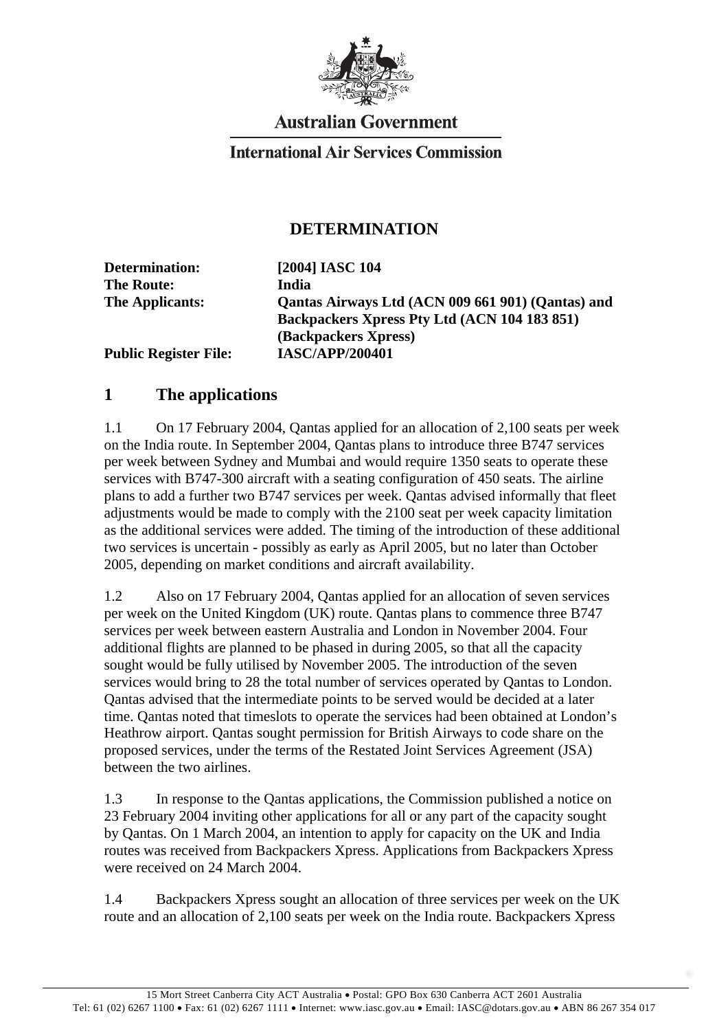**Australian Government**

**International Air Services Commission**

# DETERMINATION

| | |
|---|---|
| **Determination:** | **[2004] IASC 104** |
| **The Route:** | **India** |
| **The Applicants:** | **Qantas Airways Ltd (ACN 009 661 901) (Qantas) and Backpackers Xpress Pty Ltd (ACN 104 183 851) (Backpackers Xpress)** |
| **Public Register File:** | **IASC/APP/200401** |

## 1 The applications

1.1 On 17 February 2004, Qantas applied for an allocation of 2,100 seats per week on the India route. In September 2004, Qantas plans to introduce three B747 services per week between Sydney and Mumbai and would require 1350 seats to operate these services with B747-300 aircraft with a seating configuration of 450 seats. The airline plans to add a further two B747 services per week. Qantas advised informally that fleet adjustments would be made to comply with the 2100 seat per week capacity limitation as the additional services were added. The timing of the introduction of these additional two services is uncertain - possibly as early as April 2005, but no later than October 2005, depending on market conditions and aircraft availability.

1.2 Also on 17 February 2004, Qantas applied for an allocation of seven services per week on the United Kingdom (UK) route. Qantas plans to commence three B747 services per week between eastern Australia and London in November 2004. Four additional flights are planned to be phased in during 2005, so that all the capacity sought would be fully utilised by November 2005. The introduction of the seven services would bring to 28 the total number of services operated by Qantas to London. Qantas advised that the intermediate points to be served would be decided at a later time. Qantas noted that timeslots to operate the services had been obtained at London's Heathrow airport. Qantas sought permission for British Airways to code share on the proposed services, under the terms of the Restated Joint Services Agreement (JSA) between the two airlines.

1.3 In response to the Qantas applications, the Commission published a notice on 23 February 2004 inviting other applications for all or any part of the capacity sought by Qantas. On 1 March 2004, an intention to apply for capacity on the UK and India routes was received from Backpackers Xpress. Applications from Backpackers Xpress were received on 24 March 2004.

1.4 Backpackers Xpress sought an allocation of three services per week on the UK route and an allocation of 2,100 seats per week on the India route. Backpackers Xpress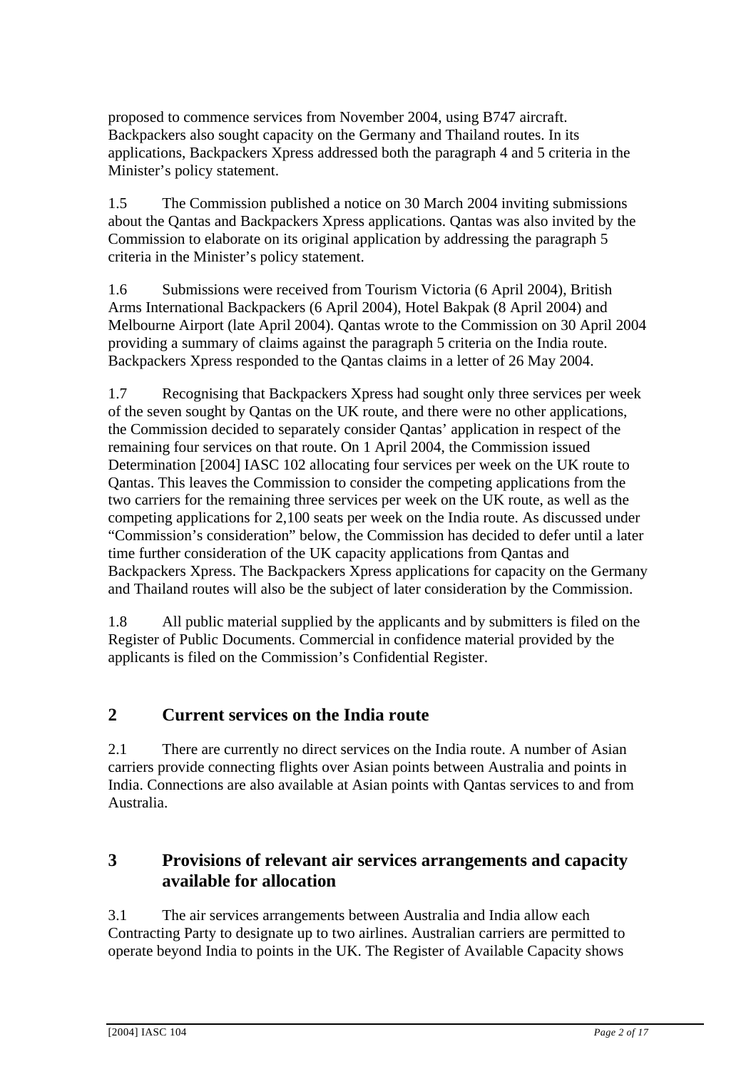proposed to commence services from November 2004, using B747 aircraft. Backpackers also sought capacity on the Germany and Thailand routes. In its applications, Backpackers Xpress addressed both the paragraph 4 and 5 criteria in the Minister's policy statement.

1.5 The Commission published a notice on 30 March 2004 inviting submissions about the Qantas and Backpackers Xpress applications. Qantas was also invited by the Commission to elaborate on its original application by addressing the paragraph 5 criteria in the Minister's policy statement.

1.6 Submissions were received from Tourism Victoria (6 April 2004), British Arms International Backpackers (6 April 2004), Hotel Bakpak (8 April 2004) and Melbourne Airport (late April 2004). Qantas wrote to the Commission on 30 April 2004 providing a summary of claims against the paragraph 5 criteria on the India route. Backpackers Xpress responded to the Qantas claims in a letter of 26 May 2004.

1.7 Recognising that Backpackers Xpress had sought only three services per week of the seven sought by Qantas on the UK route, and there were no other applications, the Commission decided to separately consider Qantas' application in respect of the remaining four services on that route. On 1 April 2004, the Commission issued Determination [2004] IASC 102 allocating four services per week on the UK route to Qantas. This leaves the Commission to consider the competing applications from the two carriers for the remaining three services per week on the UK route, as well as the competing applications for 2,100 seats per week on the India route. As discussed under "Commission's consideration" below, the Commission has decided to defer until a later time further consideration of the UK capacity applications from Qantas and Backpackers Xpress. The Backpackers Xpress applications for capacity on the Germany and Thailand routes will also be the subject of later consideration by the Commission.

1.8 All public material supplied by the applicants and by submitters is filed on the Register of Public Documents. Commercial in confidence material provided by the applicants is filed on the Commission's Confidential Register.

## 2 Current services on the India route

2.1 There are currently no direct services on the India route. A number of Asian carriers provide connecting flights over Asian points between Australia and points in India. Connections are also available at Asian points with Qantas services to and from Australia.

## 3 Provisions of relevant air services arrangements and capacity available for allocation

3.1 The air services arrangements between Australia and India allow each Contracting Party to designate up to two airlines. Australian carriers are permitted to operate beyond India to points in the UK. The Register of Available Capacity shows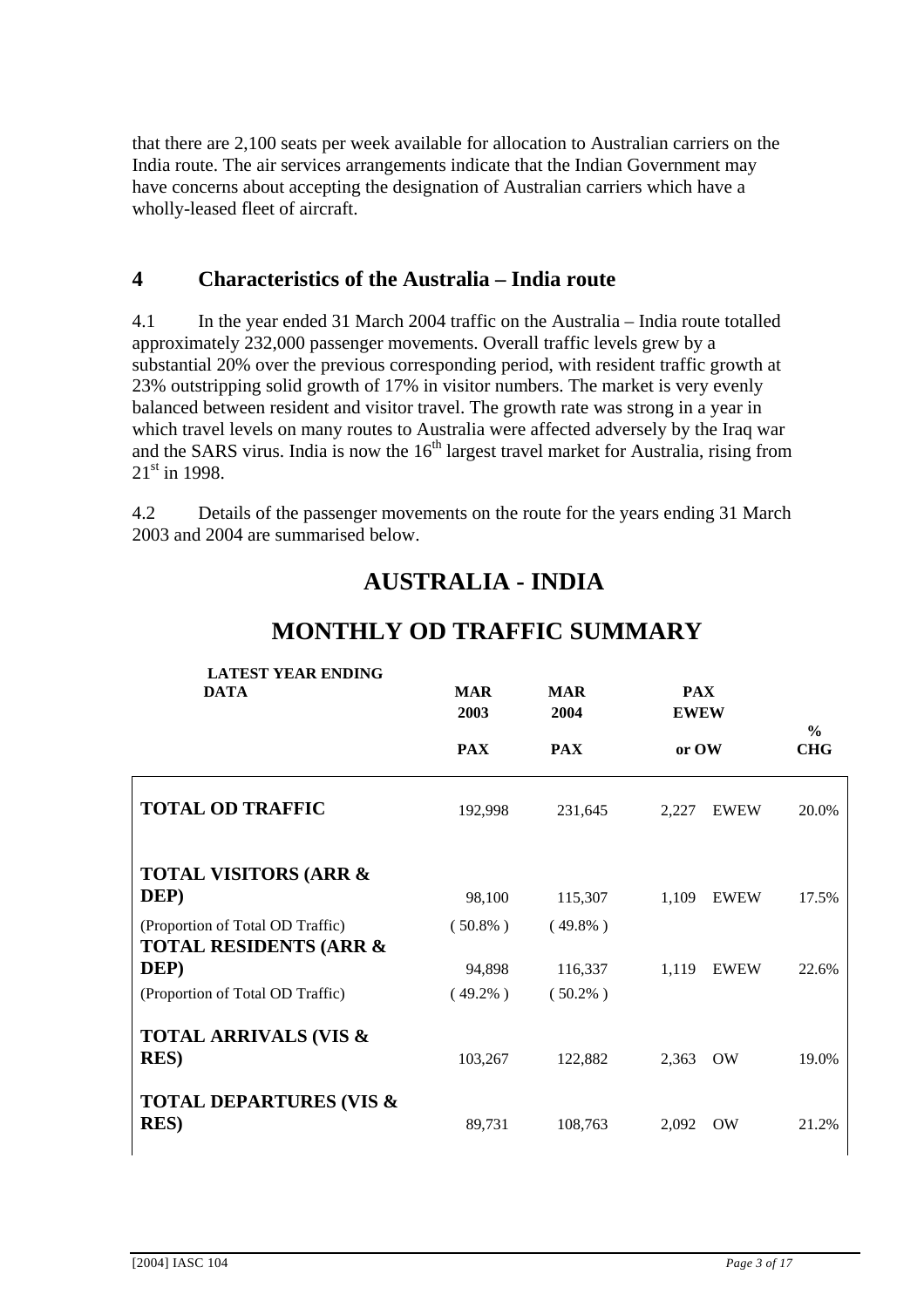that there are 2,100 seats per week available for allocation to Australian carriers on the India route. The air services arrangements indicate that the Indian Government may have concerns about accepting the designation of Australian carriers which have a wholly-leased fleet of aircraft.

## 4 Characteristics of the Australia – India route

4.1 In the year ended 31 March 2004 traffic on the Australia – India route totalled approximately 232,000 passenger movements. Overall traffic levels grew by a substantial 20% over the previous corresponding period, with resident traffic growth at 23% outstripping solid growth of 17% in visitor numbers. The market is very evenly balanced between resident and visitor travel. The growth rate was strong in a year in which travel levels on many routes to Australia were affected adversely by the Iraq war and the SARS virus. India is now the 16th largest travel market for Australia, rising from 21st in 1998.

4.2 Details of the passenger movements on the route for the years ending 31 March 2003 and 2004 are summarised below.

# AUSTRALIA - INDIA

# MONTHLY OD TRAFFIC SUMMARY

| LATEST YEAR ENDING DATA | MAR 2003 PAX | MAR 2004 PAX | PAX EWEW or OW | | % CHG |
|---|---|---|---|---|---|
| **TOTAL OD TRAFFIC** | 192,998 | 231,645 | 2,227 | EWEW | 20.0% |
| **TOTAL VISITORS (ARR & DEP)** | 98,100 | 115,307 | 1,109 | EWEW | 17.5% |
| (Proportion of Total OD Traffic) | ( 50.8% ) | ( 49.8% ) | | | |
| **TOTAL RESIDENTS (ARR & DEP)** | 94,898 | 116,337 | 1,119 | EWEW | 22.6% |
| (Proportion of Total OD Traffic) | ( 49.2% ) | ( 50.2% ) | | | |
| **TOTAL ARRIVALS (VIS & RES)** | 103,267 | 122,882 | 2,363 | OW | 19.0% |
| **TOTAL DEPARTURES (VIS & RES)** | 89,731 | 108,763 | 2,092 | OW | 21.2% |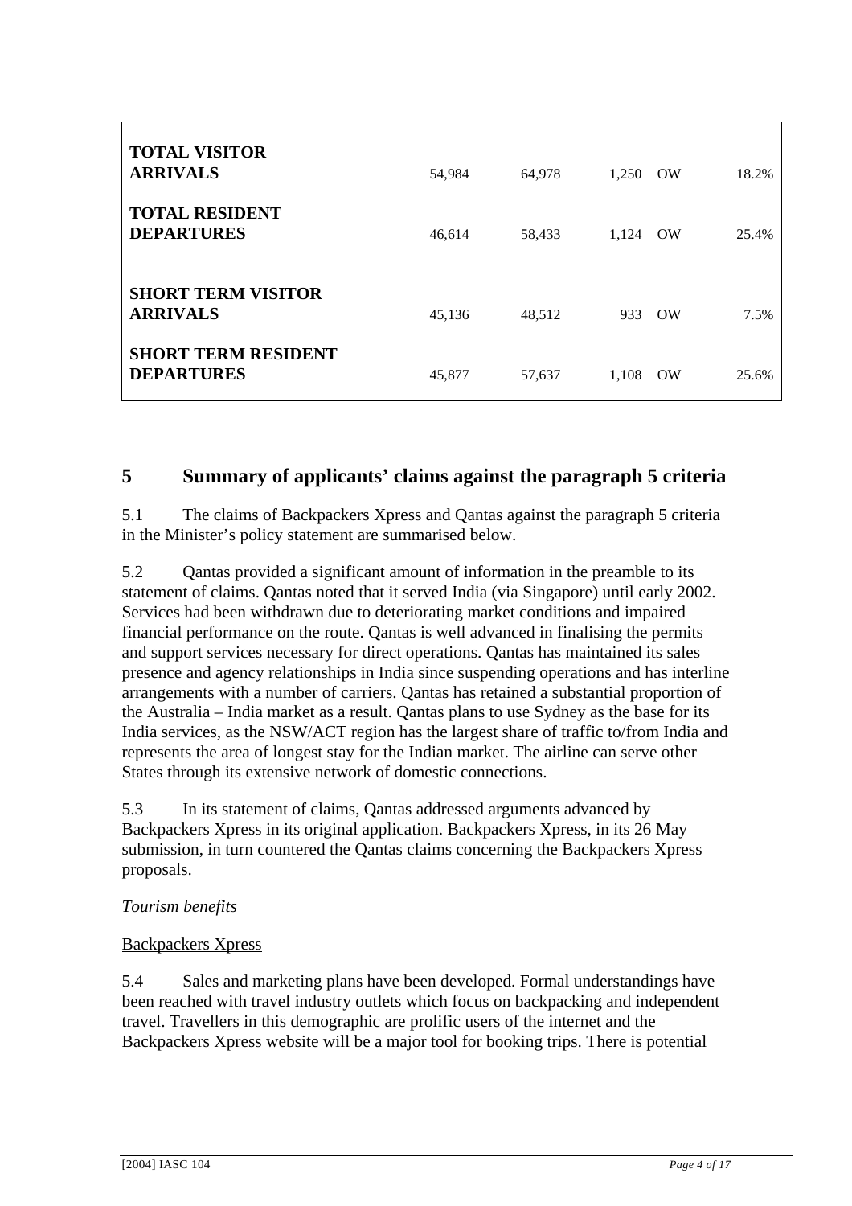| | | | | | |
|---|---|---|---|---|---|
| **TOTAL VISITOR ARRIVALS** | 54,984 | 64,978 | 1,250 | OW | 18.2% |
| **TOTAL RESIDENT DEPARTURES** | 46,614 | 58,433 | 1,124 | OW | 25.4% |
| **SHORT TERM VISITOR ARRIVALS** | 45,136 | 48,512 | 933 | OW | 7.5% |
| **SHORT TERM RESIDENT DEPARTURES** | 45,877 | 57,637 | 1,108 | OW | 25.6% |

## 5 Summary of applicants' claims against the paragraph 5 criteria

5.1 The claims of Backpackers Xpress and Qantas against the paragraph 5 criteria in the Minister's policy statement are summarised below.

5.2 Qantas provided a significant amount of information in the preamble to its statement of claims. Qantas noted that it served India (via Singapore) until early 2002. Services had been withdrawn due to deteriorating market conditions and impaired financial performance on the route. Qantas is well advanced in finalising the permits and support services necessary for direct operations. Qantas has maintained its sales presence and agency relationships in India since suspending operations and has interline arrangements with a number of carriers. Qantas has retained a substantial proportion of the Australia – India market as a result. Qantas plans to use Sydney as the base for its India services, as the NSW/ACT region has the largest share of traffic to/from India and represents the area of longest stay for the Indian market. The airline can serve other States through its extensive network of domestic connections.

5.3 In its statement of claims, Qantas addressed arguments advanced by Backpackers Xpress in its original application. Backpackers Xpress, in its 26 May submission, in turn countered the Qantas claims concerning the Backpackers Xpress proposals.

*Tourism benefits*

<u>Backpackers Xpress</u>

5.4 Sales and marketing plans have been developed. Formal understandings have been reached with travel industry outlets which focus on backpacking and independent travel. Travellers in this demographic are prolific users of the internet and the Backpackers Xpress website will be a major tool for booking trips. There is potential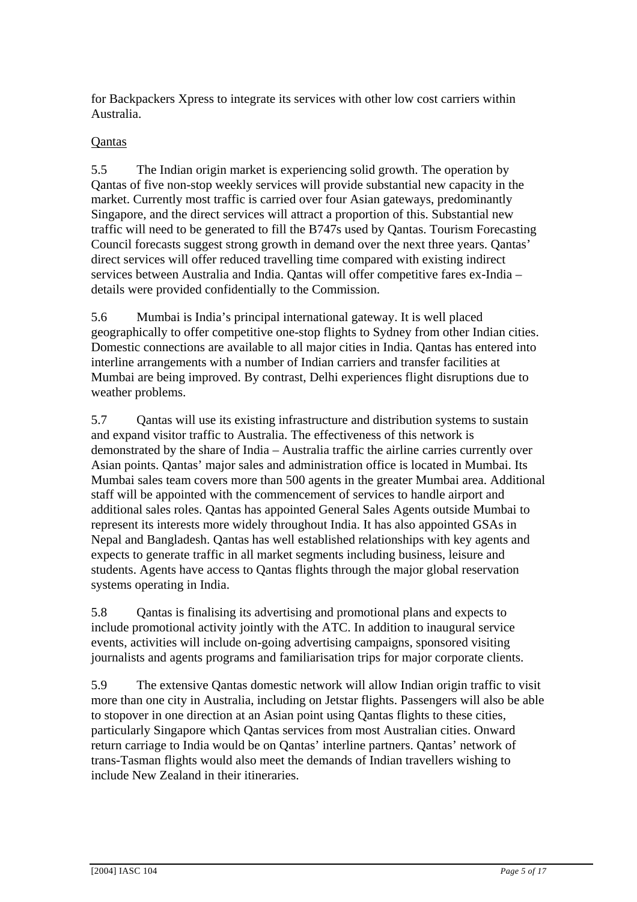for Backpackers Xpress to integrate its services with other low cost carriers within Australia.

Qantas

5.5 The Indian origin market is experiencing solid growth. The operation by Qantas of five non-stop weekly services will provide substantial new capacity in the market. Currently most traffic is carried over four Asian gateways, predominantly Singapore, and the direct services will attract a proportion of this. Substantial new traffic will need to be generated to fill the B747s used by Qantas. Tourism Forecasting Council forecasts suggest strong growth in demand over the next three years. Qantas' direct services will offer reduced travelling time compared with existing indirect services between Australia and India. Qantas will offer competitive fares ex-India – details were provided confidentially to the Commission.

5.6 Mumbai is India's principal international gateway. It is well placed geographically to offer competitive one-stop flights to Sydney from other Indian cities. Domestic connections are available to all major cities in India. Qantas has entered into interline arrangements with a number of Indian carriers and transfer facilities at Mumbai are being improved. By contrast, Delhi experiences flight disruptions due to weather problems.

5.7 Qantas will use its existing infrastructure and distribution systems to sustain and expand visitor traffic to Australia. The effectiveness of this network is demonstrated by the share of India – Australia traffic the airline carries currently over Asian points. Qantas' major sales and administration office is located in Mumbai. Its Mumbai sales team covers more than 500 agents in the greater Mumbai area. Additional staff will be appointed with the commencement of services to handle airport and additional sales roles. Qantas has appointed General Sales Agents outside Mumbai to represent its interests more widely throughout India. It has also appointed GSAs in Nepal and Bangladesh. Qantas has well established relationships with key agents and expects to generate traffic in all market segments including business, leisure and students. Agents have access to Qantas flights through the major global reservation systems operating in India.

5.8 Qantas is finalising its advertising and promotional plans and expects to include promotional activity jointly with the ATC. In addition to inaugural service events, activities will include on-going advertising campaigns, sponsored visiting journalists and agents programs and familiarisation trips for major corporate clients.

5.9 The extensive Qantas domestic network will allow Indian origin traffic to visit more than one city in Australia, including on Jetstar flights. Passengers will also be able to stopover in one direction at an Asian point using Qantas flights to these cities, particularly Singapore which Qantas services from most Australian cities. Onward return carriage to India would be on Qantas' interline partners. Qantas' network of trans-Tasman flights would also meet the demands of Indian travellers wishing to include New Zealand in their itineraries.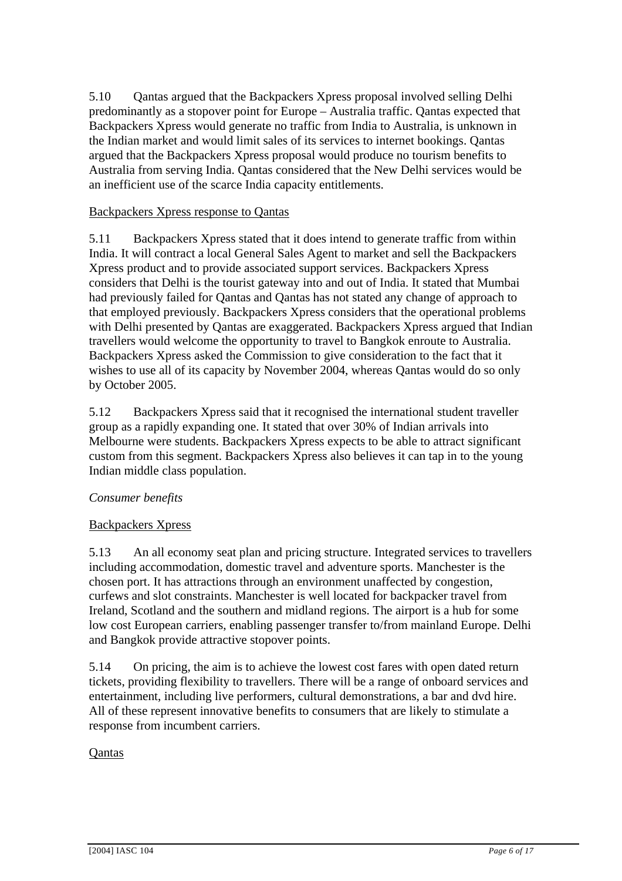5.10 Qantas argued that the Backpackers Xpress proposal involved selling Delhi predominantly as a stopover point for Europe – Australia traffic. Qantas expected that Backpackers Xpress would generate no traffic from India to Australia, is unknown in the Indian market and would limit sales of its services to internet bookings. Qantas argued that the Backpackers Xpress proposal would produce no tourism benefits to Australia from serving India. Qantas considered that the New Delhi services would be an inefficient use of the scarce India capacity entitlements.

<u>Backpackers Xpress response to Qantas</u>

5.11 Backpackers Xpress stated that it does intend to generate traffic from within India. It will contract a local General Sales Agent to market and sell the Backpackers Xpress product and to provide associated support services. Backpackers Xpress considers that Delhi is the tourist gateway into and out of India. It stated that Mumbai had previously failed for Qantas and Qantas has not stated any change of approach to that employed previously. Backpackers Xpress considers that the operational problems with Delhi presented by Qantas are exaggerated. Backpackers Xpress argued that Indian travellers would welcome the opportunity to travel to Bangkok enroute to Australia. Backpackers Xpress asked the Commission to give consideration to the fact that it wishes to use all of its capacity by November 2004, whereas Qantas would do so only by October 2005.

5.12 Backpackers Xpress said that it recognised the international student traveller group as a rapidly expanding one. It stated that over 30% of Indian arrivals into Melbourne were students. Backpackers Xpress expects to be able to attract significant custom from this segment. Backpackers Xpress also believes it can tap in to the young Indian middle class population.

*Consumer benefits*

<u>Backpackers Xpress</u>

5.13 An all economy seat plan and pricing structure. Integrated services to travellers including accommodation, domestic travel and adventure sports. Manchester is the chosen port. It has attractions through an environment unaffected by congestion, curfews and slot constraints. Manchester is well located for backpacker travel from Ireland, Scotland and the southern and midland regions. The airport is a hub for some low cost European carriers, enabling passenger transfer to/from mainland Europe. Delhi and Bangkok provide attractive stopover points.

5.14 On pricing, the aim is to achieve the lowest cost fares with open dated return tickets, providing flexibility to travellers. There will be a range of onboard services and entertainment, including live performers, cultural demonstrations, a bar and dvd hire. All of these represent innovative benefits to consumers that are likely to stimulate a response from incumbent carriers.

<u>Qantas</u>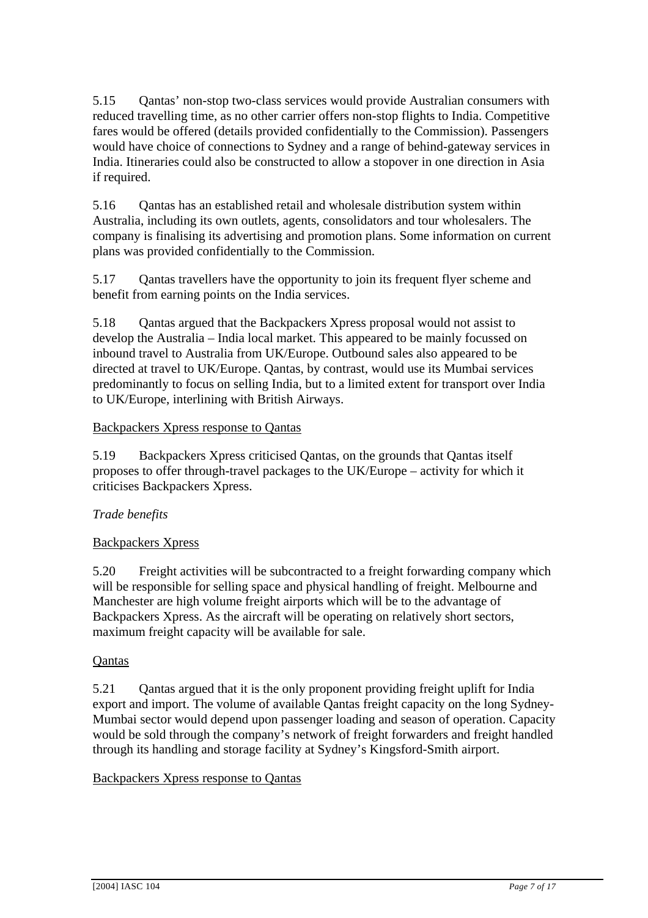5.15 Qantas' non-stop two-class services would provide Australian consumers with reduced travelling time, as no other carrier offers non-stop flights to India. Competitive fares would be offered (details provided confidentially to the Commission). Passengers would have choice of connections to Sydney and a range of behind-gateway services in India. Itineraries could also be constructed to allow a stopover in one direction in Asia if required.

5.16 Qantas has an established retail and wholesale distribution system within Australia, including its own outlets, agents, consolidators and tour wholesalers. The company is finalising its advertising and promotion plans. Some information on current plans was provided confidentially to the Commission.

5.17 Qantas travellers have the opportunity to join its frequent flyer scheme and benefit from earning points on the India services.

5.18 Qantas argued that the Backpackers Xpress proposal would not assist to develop the Australia – India local market. This appeared to be mainly focussed on inbound travel to Australia from UK/Europe. Outbound sales also appeared to be directed at travel to UK/Europe. Qantas, by contrast, would use its Mumbai services predominantly to focus on selling India, but to a limited extent for transport over India to UK/Europe, interlining with British Airways.

<u>Backpackers Xpress response to Qantas</u>

5.19 Backpackers Xpress criticised Qantas, on the grounds that Qantas itself proposes to offer through-travel packages to the UK/Europe – activity for which it criticises Backpackers Xpress.

*Trade benefits*

<u>Backpackers Xpress</u>

5.20 Freight activities will be subcontracted to a freight forwarding company which will be responsible for selling space and physical handling of freight. Melbourne and Manchester are high volume freight airports which will be to the advantage of Backpackers Xpress. As the aircraft will be operating on relatively short sectors, maximum freight capacity will be available for sale.

<u>Qantas</u>

5.21 Qantas argued that it is the only proponent providing freight uplift for India export and import. The volume of available Qantas freight capacity on the long Sydney-Mumbai sector would depend upon passenger loading and season of operation. Capacity would be sold through the company's network of freight forwarders and freight handled through its handling and storage facility at Sydney's Kingsford-Smith airport.

<u>Backpackers Xpress response to Qantas</u>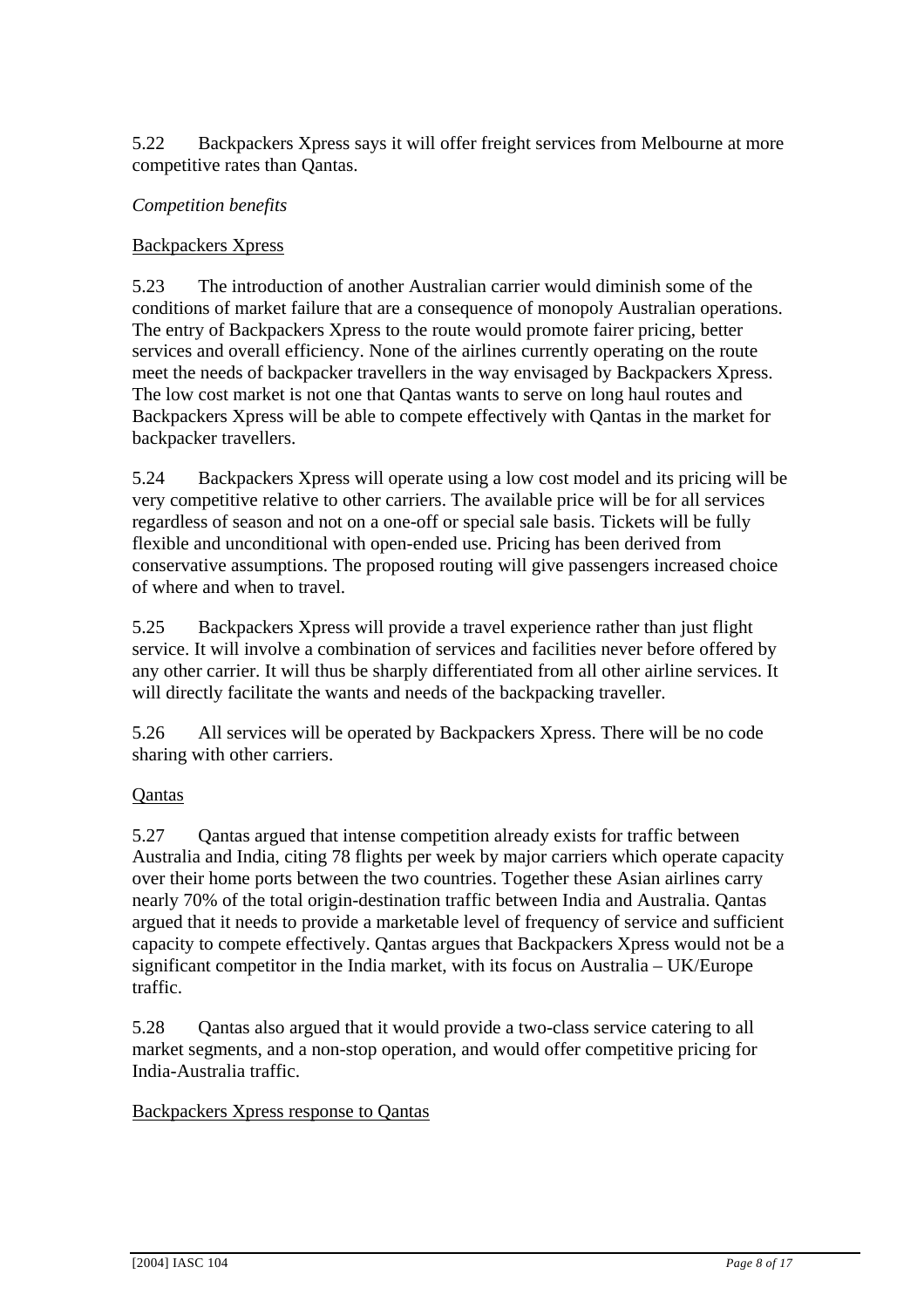5.22 Backpackers Xpress says it will offer freight services from Melbourne at more competitive rates than Qantas.

*Competition benefits*

Backpackers Xpress

5.23 The introduction of another Australian carrier would diminish some of the conditions of market failure that are a consequence of monopoly Australian operations. The entry of Backpackers Xpress to the route would promote fairer pricing, better services and overall efficiency. None of the airlines currently operating on the route meet the needs of backpacker travellers in the way envisaged by Backpackers Xpress. The low cost market is not one that Qantas wants to serve on long haul routes and Backpackers Xpress will be able to compete effectively with Qantas in the market for backpacker travellers.

5.24 Backpackers Xpress will operate using a low cost model and its pricing will be very competitive relative to other carriers. The available price will be for all services regardless of season and not on a one-off or special sale basis. Tickets will be fully flexible and unconditional with open-ended use. Pricing has been derived from conservative assumptions. The proposed routing will give passengers increased choice of where and when to travel.

5.25 Backpackers Xpress will provide a travel experience rather than just flight service. It will involve a combination of services and facilities never before offered by any other carrier. It will thus be sharply differentiated from all other airline services. It will directly facilitate the wants and needs of the backpacking traveller.

5.26 All services will be operated by Backpackers Xpress. There will be no code sharing with other carriers.

Qantas

5.27 Qantas argued that intense competition already exists for traffic between Australia and India, citing 78 flights per week by major carriers which operate capacity over their home ports between the two countries. Together these Asian airlines carry nearly 70% of the total origin-destination traffic between India and Australia. Qantas argued that it needs to provide a marketable level of frequency of service and sufficient capacity to compete effectively. Qantas argues that Backpackers Xpress would not be a significant competitor in the India market, with its focus on Australia – UK/Europe traffic.

5.28 Qantas also argued that it would provide a two-class service catering to all market segments, and a non-stop operation, and would offer competitive pricing for India-Australia traffic.

Backpackers Xpress response to Qantas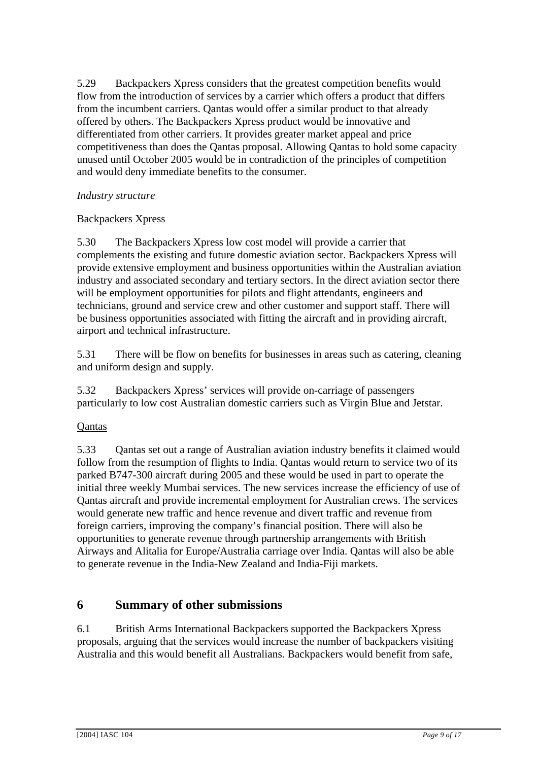5.29 Backpackers Xpress considers that the greatest competition benefits would flow from the introduction of services by a carrier which offers a product that differs from the incumbent carriers. Qantas would offer a similar product to that already offered by others. The Backpackers Xpress product would be innovative and differentiated from other carriers. It provides greater market appeal and price competitiveness than does the Qantas proposal. Allowing Qantas to hold some capacity unused until October 2005 would be in contradiction of the principles of competition and would deny immediate benefits to the consumer.

*Industry structure*

Backpackers Xpress

5.30 The Backpackers Xpress low cost model will provide a carrier that complements the existing and future domestic aviation sector. Backpackers Xpress will provide extensive employment and business opportunities within the Australian aviation industry and associated secondary and tertiary sectors. In the direct aviation sector there will be employment opportunities for pilots and flight attendants, engineers and technicians, ground and service crew and other customer and support staff. There will be business opportunities associated with fitting the aircraft and in providing aircraft, airport and technical infrastructure.

5.31 There will be flow on benefits for businesses in areas such as catering, cleaning and uniform design and supply.

5.32 Backpackers Xpress' services will provide on-carriage of passengers particularly to low cost Australian domestic carriers such as Virgin Blue and Jetstar.

Qantas

5.33 Qantas set out a range of Australian aviation industry benefits it claimed would follow from the resumption of flights to India. Qantas would return to service two of its parked B747-300 aircraft during 2005 and these would be used in part to operate the initial three weekly Mumbai services. The new services increase the efficiency of use of Qantas aircraft and provide incremental employment for Australian crews. The services would generate new traffic and hence revenue and divert traffic and revenue from foreign carriers, improving the company's financial position. There will also be opportunities to generate revenue through partnership arrangements with British Airways and Alitalia for Europe/Australia carriage over India. Qantas will also be able to generate revenue in the India-New Zealand and India-Fiji markets.

## 6 Summary of other submissions

6.1 British Arms International Backpackers supported the Backpackers Xpress proposals, arguing that the services would increase the number of backpackers visiting Australia and this would benefit all Australians. Backpackers would benefit from safe,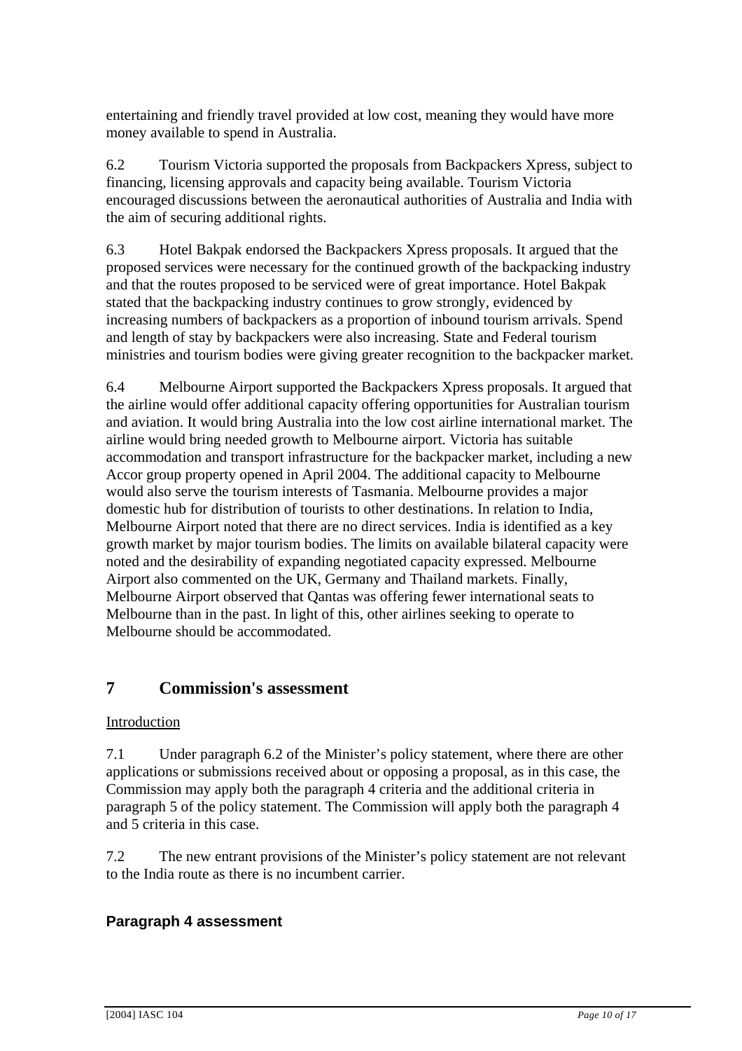entertaining and friendly travel provided at low cost, meaning they would have more money available to spend in Australia.

6.2 Tourism Victoria supported the proposals from Backpackers Xpress, subject to financing, licensing approvals and capacity being available. Tourism Victoria encouraged discussions between the aeronautical authorities of Australia and India with the aim of securing additional rights.

6.3 Hotel Bakpak endorsed the Backpackers Xpress proposals. It argued that the proposed services were necessary for the continued growth of the backpacking industry and that the routes proposed to be serviced were of great importance. Hotel Bakpak stated that the backpacking industry continues to grow strongly, evidenced by increasing numbers of backpackers as a proportion of inbound tourism arrivals. Spend and length of stay by backpackers were also increasing. State and Federal tourism ministries and tourism bodies were giving greater recognition to the backpacker market.

6.4 Melbourne Airport supported the Backpackers Xpress proposals. It argued that the airline would offer additional capacity offering opportunities for Australian tourism and aviation. It would bring Australia into the low cost airline international market. The airline would bring needed growth to Melbourne airport. Victoria has suitable accommodation and transport infrastructure for the backpacker market, including a new Accor group property opened in April 2004. The additional capacity to Melbourne would also serve the tourism interests of Tasmania. Melbourne provides a major domestic hub for distribution of tourists to other destinations. In relation to India, Melbourne Airport noted that there are no direct services. India is identified as a key growth market by major tourism bodies. The limits on available bilateral capacity were noted and the desirability of expanding negotiated capacity expressed. Melbourne Airport also commented on the UK, Germany and Thailand markets. Finally, Melbourne Airport observed that Qantas was offering fewer international seats to Melbourne than in the past. In light of this, other airlines seeking to operate to Melbourne should be accommodated.

## 7 Commission's assessment

Introduction

7.1 Under paragraph 6.2 of the Minister's policy statement, where there are other applications or submissions received about or opposing a proposal, as in this case, the Commission may apply both the paragraph 4 criteria and the additional criteria in paragraph 5 of the policy statement. The Commission will apply both the paragraph 4 and 5 criteria in this case.

7.2 The new entrant provisions of the Minister's policy statement are not relevant to the India route as there is no incumbent carrier.

### Paragraph 4 assessment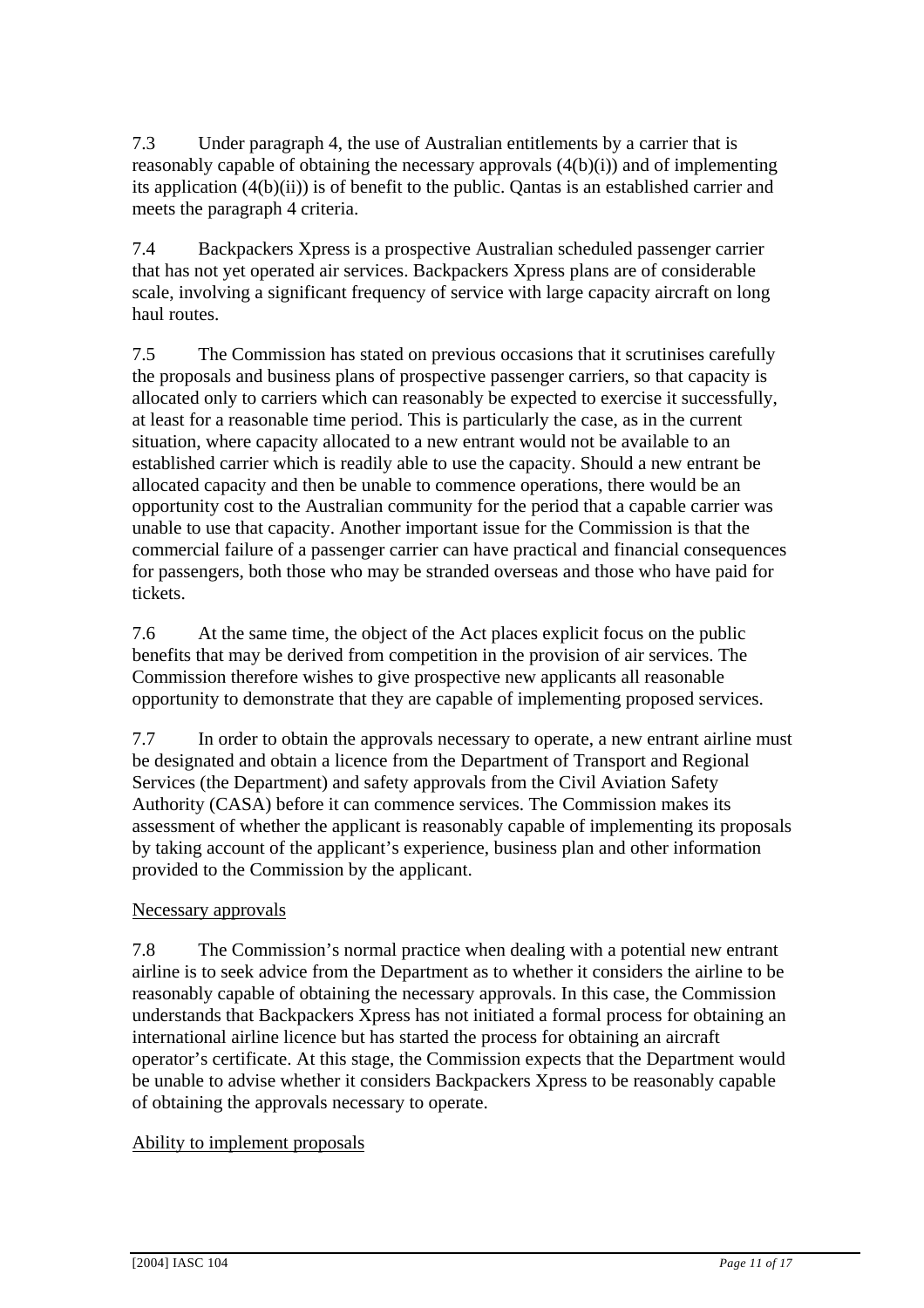7.3 Under paragraph 4, the use of Australian entitlements by a carrier that is reasonably capable of obtaining the necessary approvals (4(b)(i)) and of implementing its application (4(b)(ii)) is of benefit to the public. Qantas is an established carrier and meets the paragraph 4 criteria.

7.4 Backpackers Xpress is a prospective Australian scheduled passenger carrier that has not yet operated air services. Backpackers Xpress plans are of considerable scale, involving a significant frequency of service with large capacity aircraft on long haul routes.

7.5 The Commission has stated on previous occasions that it scrutinises carefully the proposals and business plans of prospective passenger carriers, so that capacity is allocated only to carriers which can reasonably be expected to exercise it successfully, at least for a reasonable time period. This is particularly the case, as in the current situation, where capacity allocated to a new entrant would not be available to an established carrier which is readily able to use the capacity. Should a new entrant be allocated capacity and then be unable to commence operations, there would be an opportunity cost to the Australian community for the period that a capable carrier was unable to use that capacity. Another important issue for the Commission is that the commercial failure of a passenger carrier can have practical and financial consequences for passengers, both those who may be stranded overseas and those who have paid for tickets.

7.6 At the same time, the object of the Act places explicit focus on the public benefits that may be derived from competition in the provision of air services. The Commission therefore wishes to give prospective new applicants all reasonable opportunity to demonstrate that they are capable of implementing proposed services.

7.7 In order to obtain the approvals necessary to operate, a new entrant airline must be designated and obtain a licence from the Department of Transport and Regional Services (the Department) and safety approvals from the Civil Aviation Safety Authority (CASA) before it can commence services. The Commission makes its assessment of whether the applicant is reasonably capable of implementing its proposals by taking account of the applicant's experience, business plan and other information provided to the Commission by the applicant.

<u>Necessary approvals</u>

7.8 The Commission's normal practice when dealing with a potential new entrant airline is to seek advice from the Department as to whether it considers the airline to be reasonably capable of obtaining the necessary approvals. In this case, the Commission understands that Backpackers Xpress has not initiated a formal process for obtaining an international airline licence but has started the process for obtaining an aircraft operator's certificate. At this stage, the Commission expects that the Department would be unable to advise whether it considers Backpackers Xpress to be reasonably capable of obtaining the approvals necessary to operate.

<u>Ability to implement proposals</u>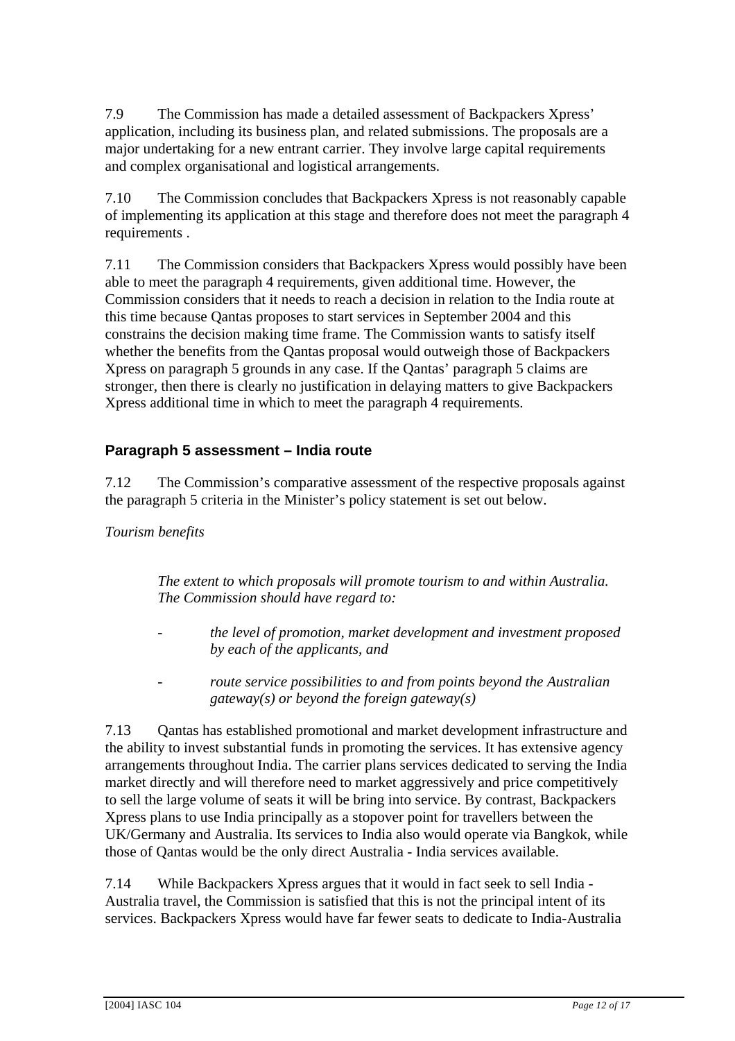7.9 The Commission has made a detailed assessment of Backpackers Xpress' application, including its business plan, and related submissions. The proposals are a major undertaking for a new entrant carrier. They involve large capital requirements and complex organisational and logistical arrangements.

7.10 The Commission concludes that Backpackers Xpress is not reasonably capable of implementing its application at this stage and therefore does not meet the paragraph 4 requirements .

7.11 The Commission considers that Backpackers Xpress would possibly have been able to meet the paragraph 4 requirements, given additional time. However, the Commission considers that it needs to reach a decision in relation to the India route at this time because Qantas proposes to start services in September 2004 and this constrains the decision making time frame. The Commission wants to satisfy itself whether the benefits from the Qantas proposal would outweigh those of Backpackers Xpress on paragraph 5 grounds in any case. If the Qantas' paragraph 5 claims are stronger, then there is clearly no justification in delaying matters to give Backpackers Xpress additional time in which to meet the paragraph 4 requirements.

### Paragraph 5 assessment – India route

7.12 The Commission's comparative assessment of the respective proposals against the paragraph 5 criteria in the Minister's policy statement is set out below.

*Tourism benefits*

> *The extent to which proposals will promote tourism to and within Australia. The Commission should have regard to:*
>
> - *the level of promotion, market development and investment proposed by each of the applicants, and*
> - *route service possibilities to and from points beyond the Australian gateway(s) or beyond the foreign gateway(s)*

7.13 Qantas has established promotional and market development infrastructure and the ability to invest substantial funds in promoting the services. It has extensive agency arrangements throughout India. The carrier plans services dedicated to serving the India market directly and will therefore need to market aggressively and price competitively to sell the large volume of seats it will be bring into service. By contrast, Backpackers Xpress plans to use India principally as a stopover point for travellers between the UK/Germany and Australia. Its services to India also would operate via Bangkok, while those of Qantas would be the only direct Australia - India services available.

7.14 While Backpackers Xpress argues that it would in fact seek to sell India - Australia travel, the Commission is satisfied that this is not the principal intent of its services. Backpackers Xpress would have far fewer seats to dedicate to India-Australia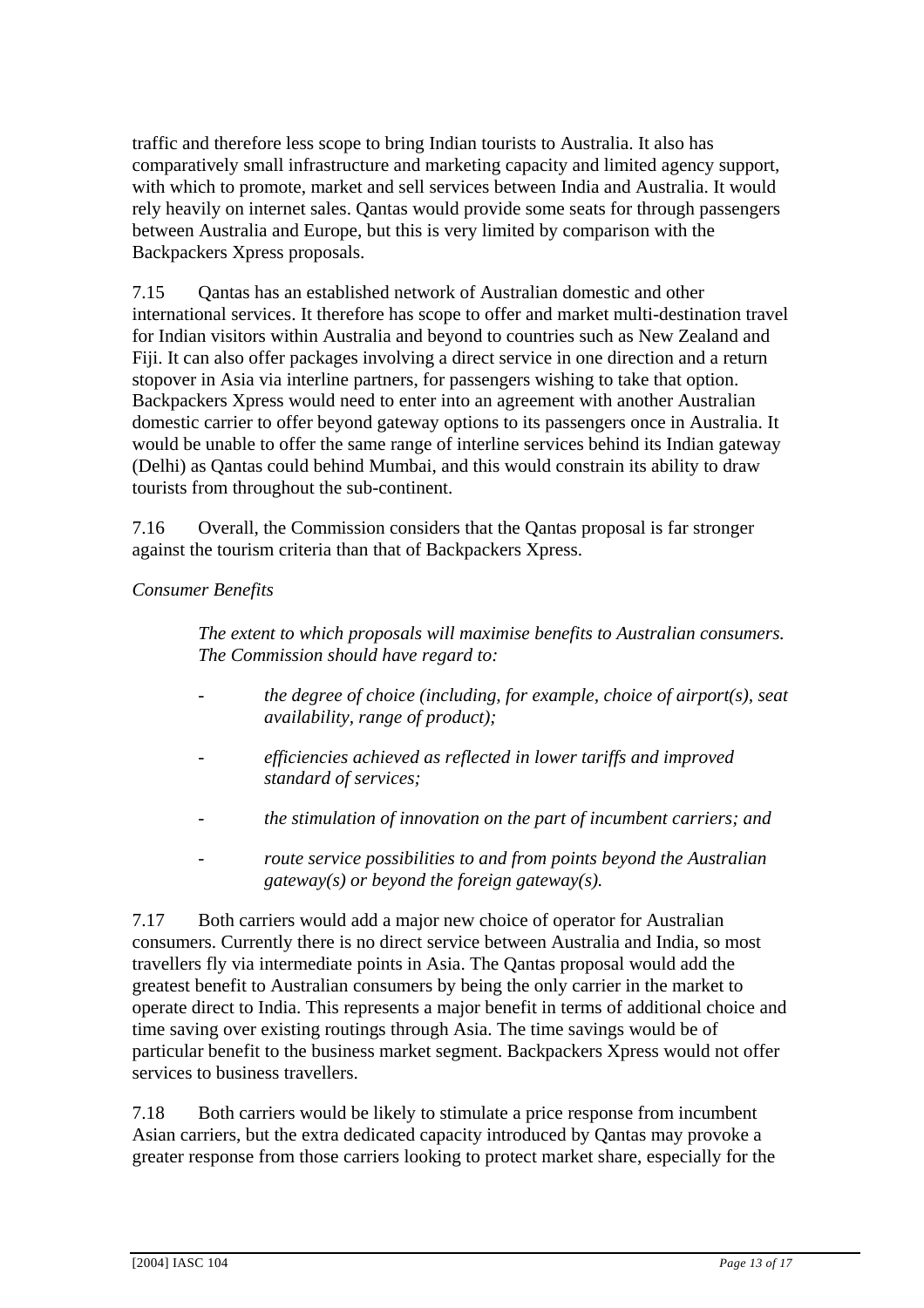traffic and therefore less scope to bring Indian tourists to Australia. It also has comparatively small infrastructure and marketing capacity and limited agency support, with which to promote, market and sell services between India and Australia. It would rely heavily on internet sales. Qantas would provide some seats for through passengers between Australia and Europe, but this is very limited by comparison with the Backpackers Xpress proposals.

7.15 Qantas has an established network of Australian domestic and other international services. It therefore has scope to offer and market multi-destination travel for Indian visitors within Australia and beyond to countries such as New Zealand and Fiji. It can also offer packages involving a direct service in one direction and a return stopover in Asia via interline partners, for passengers wishing to take that option. Backpackers Xpress would need to enter into an agreement with another Australian domestic carrier to offer beyond gateway options to its passengers once in Australia. It would be unable to offer the same range of interline services behind its Indian gateway (Delhi) as Qantas could behind Mumbai, and this would constrain its ability to draw tourists from throughout the sub-continent.

7.16 Overall, the Commission considers that the Qantas proposal is far stronger against the tourism criteria than that of Backpackers Xpress.

*Consumer Benefits*

> *The extent to which proposals will maximise benefits to Australian consumers. The Commission should have regard to:*
>
> - *the degree of choice (including, for example, choice of airport(s), seat availability, range of product);*
> - *efficiencies achieved as reflected in lower tariffs and improved standard of services;*
> - *the stimulation of innovation on the part of incumbent carriers; and*
> - *route service possibilities to and from points beyond the Australian gateway(s) or beyond the foreign gateway(s).*

7.17 Both carriers would add a major new choice of operator for Australian consumers. Currently there is no direct service between Australia and India, so most travellers fly via intermediate points in Asia. The Qantas proposal would add the greatest benefit to Australian consumers by being the only carrier in the market to operate direct to India. This represents a major benefit in terms of additional choice and time saving over existing routings through Asia. The time savings would be of particular benefit to the business market segment. Backpackers Xpress would not offer services to business travellers.

7.18 Both carriers would be likely to stimulate a price response from incumbent Asian carriers, but the extra dedicated capacity introduced by Qantas may provoke a greater response from those carriers looking to protect market share, especially for the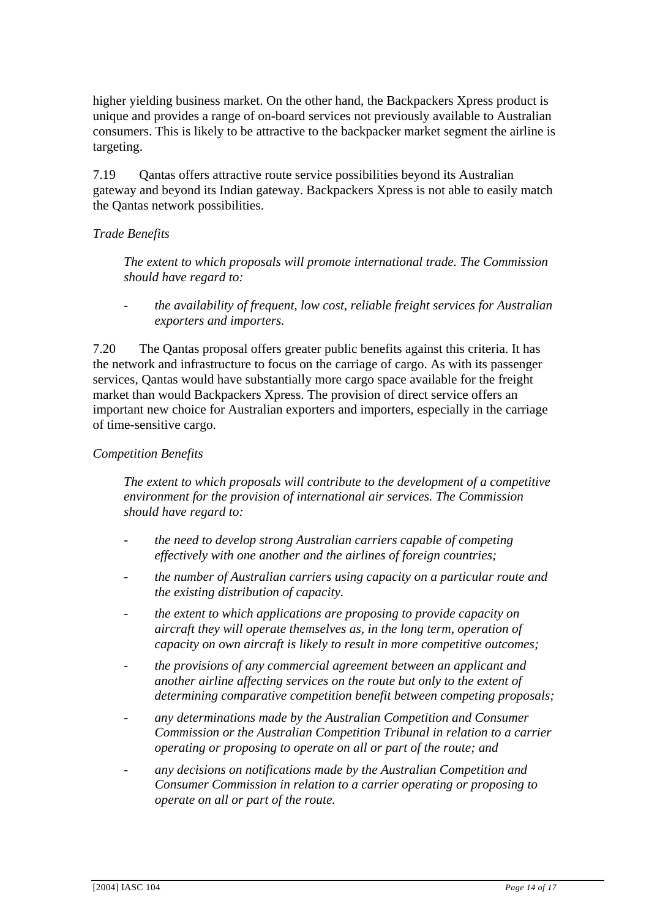higher yielding business market. On the other hand, the Backpackers Xpress product is unique and provides a range of on-board services not previously available to Australian consumers. This is likely to be attractive to the backpacker market segment the airline is targeting.

7.19 Qantas offers attractive route service possibilities beyond its Australian gateway and beyond its Indian gateway. Backpackers Xpress is not able to easily match the Qantas network possibilities.

*Trade Benefits*

> *The extent to which proposals will promote international trade. The Commission should have regard to:*
>
> - *the availability of frequent, low cost, reliable freight services for Australian exporters and importers.*

7.20 The Qantas proposal offers greater public benefits against this criteria. It has the network and infrastructure to focus on the carriage of cargo. As with its passenger services, Qantas would have substantially more cargo space available for the freight market than would Backpackers Xpress. The provision of direct service offers an important new choice for Australian exporters and importers, especially in the carriage of time-sensitive cargo.

*Competition Benefits*

> *The extent to which proposals will contribute to the development of a competitive environment for the provision of international air services. The Commission should have regard to:*
>
> - *the need to develop strong Australian carriers capable of competing effectively with one another and the airlines of foreign countries;*
> - *the number of Australian carriers using capacity on a particular route and the existing distribution of capacity.*
> - *the extent to which applications are proposing to provide capacity on aircraft they will operate themselves as, in the long term, operation of capacity on own aircraft is likely to result in more competitive outcomes;*
> - *the provisions of any commercial agreement between an applicant and another airline affecting services on the route but only to the extent of determining comparative competition benefit between competing proposals;*
> - *any determinations made by the Australian Competition and Consumer Commission or the Australian Competition Tribunal in relation to a carrier operating or proposing to operate on all or part of the route; and*
> - *any decisions on notifications made by the Australian Competition and Consumer Commission in relation to a carrier operating or proposing to operate on all or part of the route.*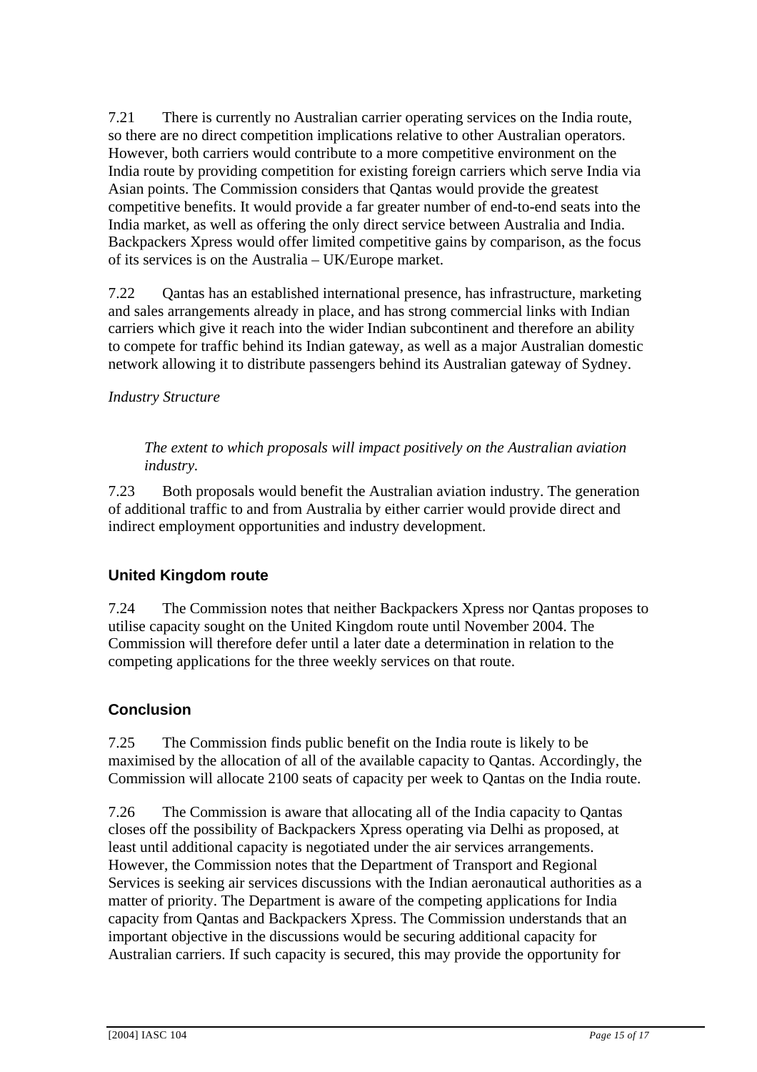7.21 There is currently no Australian carrier operating services on the India route, so there are no direct competition implications relative to other Australian operators. However, both carriers would contribute to a more competitive environment on the India route by providing competition for existing foreign carriers which serve India via Asian points. The Commission considers that Qantas would provide the greatest competitive benefits. It would provide a far greater number of end-to-end seats into the India market, as well as offering the only direct service between Australia and India. Backpackers Xpress would offer limited competitive gains by comparison, as the focus of its services is on the Australia – UK/Europe market.

7.22 Qantas has an established international presence, has infrastructure, marketing and sales arrangements already in place, and has strong commercial links with Indian carriers which give it reach into the wider Indian subcontinent and therefore an ability to compete for traffic behind its Indian gateway, as well as a major Australian domestic network allowing it to distribute passengers behind its Australian gateway of Sydney.

*Industry Structure*

> *The extent to which proposals will impact positively on the Australian aviation industry.*

7.23 Both proposals would benefit the Australian aviation industry. The generation of additional traffic to and from Australia by either carrier would provide direct and indirect employment opportunities and industry development.

## United Kingdom route

7.24 The Commission notes that neither Backpackers Xpress nor Qantas proposes to utilise capacity sought on the United Kingdom route until November 2004. The Commission will therefore defer until a later date a determination in relation to the competing applications for the three weekly services on that route.

## Conclusion

7.25 The Commission finds public benefit on the India route is likely to be maximised by the allocation of all of the available capacity to Qantas. Accordingly, the Commission will allocate 2100 seats of capacity per week to Qantas on the India route.

7.26 The Commission is aware that allocating all of the India capacity to Qantas closes off the possibility of Backpackers Xpress operating via Delhi as proposed, at least until additional capacity is negotiated under the air services arrangements. However, the Commission notes that the Department of Transport and Regional Services is seeking air services discussions with the Indian aeronautical authorities as a matter of priority. The Department is aware of the competing applications for India capacity from Qantas and Backpackers Xpress. The Commission understands that an important objective in the discussions would be securing additional capacity for Australian carriers. If such capacity is secured, this may provide the opportunity for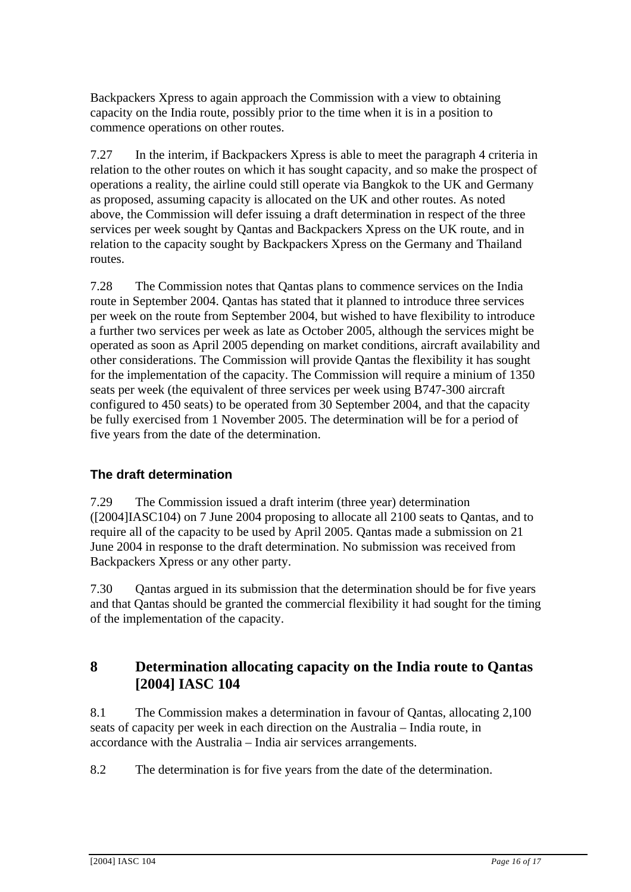Backpackers Xpress to again approach the Commission with a view to obtaining capacity on the India route, possibly prior to the time when it is in a position to commence operations on other routes.

7.27 In the interim, if Backpackers Xpress is able to meet the paragraph 4 criteria in relation to the other routes on which it has sought capacity, and so make the prospect of operations a reality, the airline could still operate via Bangkok to the UK and Germany as proposed, assuming capacity is allocated on the UK and other routes. As noted above, the Commission will defer issuing a draft determination in respect of the three services per week sought by Qantas and Backpackers Xpress on the UK route, and in relation to the capacity sought by Backpackers Xpress on the Germany and Thailand routes.

7.28 The Commission notes that Qantas plans to commence services on the India route in September 2004. Qantas has stated that it planned to introduce three services per week on the route from September 2004, but wished to have flexibility to introduce a further two services per week as late as October 2005, although the services might be operated as soon as April 2005 depending on market conditions, aircraft availability and other considerations. The Commission will provide Qantas the flexibility it has sought for the implementation of the capacity. The Commission will require a minium of 1350 seats per week (the equivalent of three services per week using B747-300 aircraft configured to 450 seats) to be operated from 30 September 2004, and that the capacity be fully exercised from 1 November 2005. The determination will be for a period of five years from the date of the determination.

### The draft determination

7.29 The Commission issued a draft interim (three year) determination ([2004]IASC104) on 7 June 2004 proposing to allocate all 2100 seats to Qantas, and to require all of the capacity to be used by April 2005. Qantas made a submission on 21 June 2004 in response to the draft determination. No submission was received from Backpackers Xpress or any other party.

7.30 Qantas argued in its submission that the determination should be for five years and that Qantas should be granted the commercial flexibility it had sought for the timing of the implementation of the capacity.

## 8 Determination allocating capacity on the India route to Qantas [2004] IASC 104

8.1 The Commission makes a determination in favour of Qantas, allocating 2,100 seats of capacity per week in each direction on the Australia – India route, in accordance with the Australia – India air services arrangements.

8.2 The determination is for five years from the date of the determination.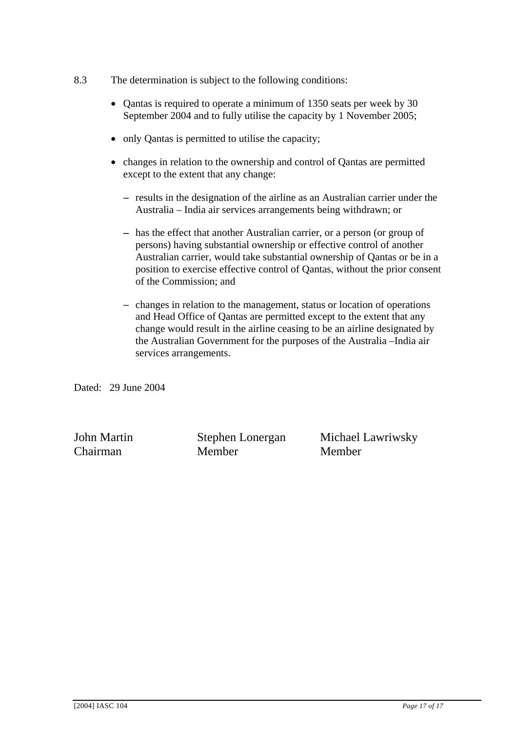8.3 The determination is subject to the following conditions:

- Qantas is required to operate a minimum of 1350 seats per week by 30 September 2004 and to fully utilise the capacity by 1 November 2005;
- only Qantas is permitted to utilise the capacity;
- changes in relation to the ownership and control of Qantas are permitted except to the extent that any change:
  - results in the designation of the airline as an Australian carrier under the Australia – India air services arrangements being withdrawn; or
  - has the effect that another Australian carrier, or a person (or group of persons) having substantial ownership or effective control of another Australian carrier, would take substantial ownership of Qantas or be in a position to exercise effective control of Qantas, without the prior consent of the Commission; and
  - changes in relation to the management, status or location of operations and Head Office of Qantas are permitted except to the extent that any change would result in the airline ceasing to be an airline designated by the Australian Government for the purposes of the Australia –India air services arrangements.

Dated: 29 June 2004

John Martin
Chairman

Stephen Lonergan
Member

Michael Lawriwsky
Member